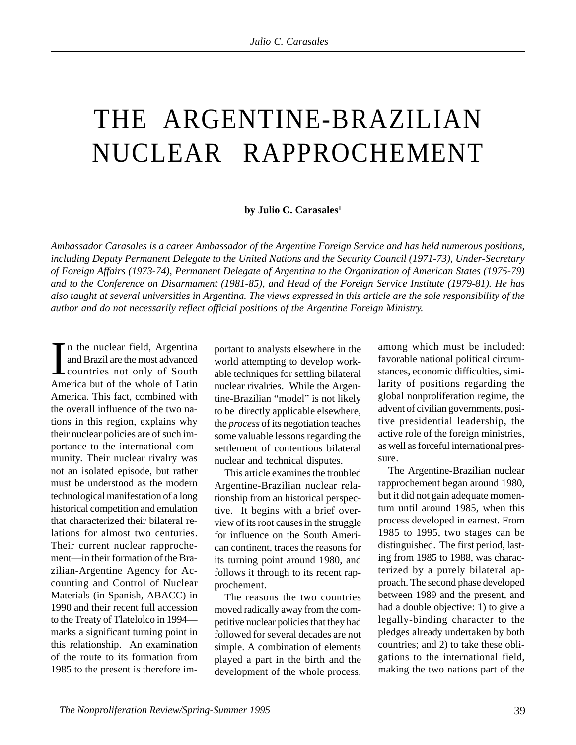# THE ARGENTINE-BRAZILIAN NUCLEAR RAPPROCHEMENT

**by Julio C. Carasales[1]**

*Ambassador Carasales is a career Ambassador of the Argentine Foreign Service and has held numerous positions, including Deputy Permanent Delegate to the United Nations and the Security Council (1971-73), Under-Secretary of Foreign Affairs (1973-74), Permanent Delegate of Argentina to the Organization of American States (1975-79) and to the Conference on Disarmament (1981-85), and Head of the Foreign Service Institute (1979-81). He has also taught at several universities in Argentina. The views expressed in this article are the sole responsibility of the author and do not necessarily reflect official positions of the Argentine Foreign Ministry.*

In the nuclear field, Argentina and Brazil are the most advanced countries not only of South America but of the whole of Latin America. This fact, combined with the overall influence of the two nations in this region, explains why their nuclear policies are of such importance to the international community. Their nuclear rivalry was not an isolated episode, but rather must be understood as the modern technological manifestation of a long historical competition and emulation that characterized their bilateral relations for almost two centuries. Their current nuclear rapprochement—in their formation of the Brazilian-Argentine Agency for Accounting and Control of Nuclear Materials (in Spanish, ABACC) in 1990 and their recent full accession to the Treaty of Tlatelolco in 1994—marks a significant turning point in this relationship. An examination of the route to its formation from 1985 to the present is therefore important to analysts elsewhere in the world attempting to develop workable techniques for settling bilateral nuclear rivalries. While the Argentine-Brazilian "model" is not likely to be directly applicable elsewhere, the *process* of its negotiation teaches some valuable lessons regarding the settlement of contentious bilateral nuclear and technical disputes.

This article examines the troubled Argentine-Brazilian nuclear relationship from an historical perspective. It begins with a brief overview of its root causes in the struggle for influence on the South American continent, traces the reasons for its turning point around 1980, and follows it through to its recent rapprochement.

The reasons the two countries moved radically away from the competitive nuclear policies that they had followed for several decades are not simple. A combination of elements played a part in the birth and the development of the whole process, among which must be included: favorable national political circumstances, economic difficulties, similarity of positions regarding the global nonproliferation regime, the advent of civilian governments, positive presidential leadership, the active role of the foreign ministries, as well as forceful international pressure.

The Argentine-Brazilian nuclear rapprochement began around 1980, but it did not gain adequate momentum until around 1985, when this process developed in earnest. From 1985 to 1995, two stages can be distinguished. The first period, lasting from 1985 to 1988, was characterized by a purely bilateral approach. The second phase developed between 1989 and the present, and had a double objective: 1) to give a legally-binding character to the pledges already undertaken by both countries; and 2) to take these obligations to the international field, making the two nations part of the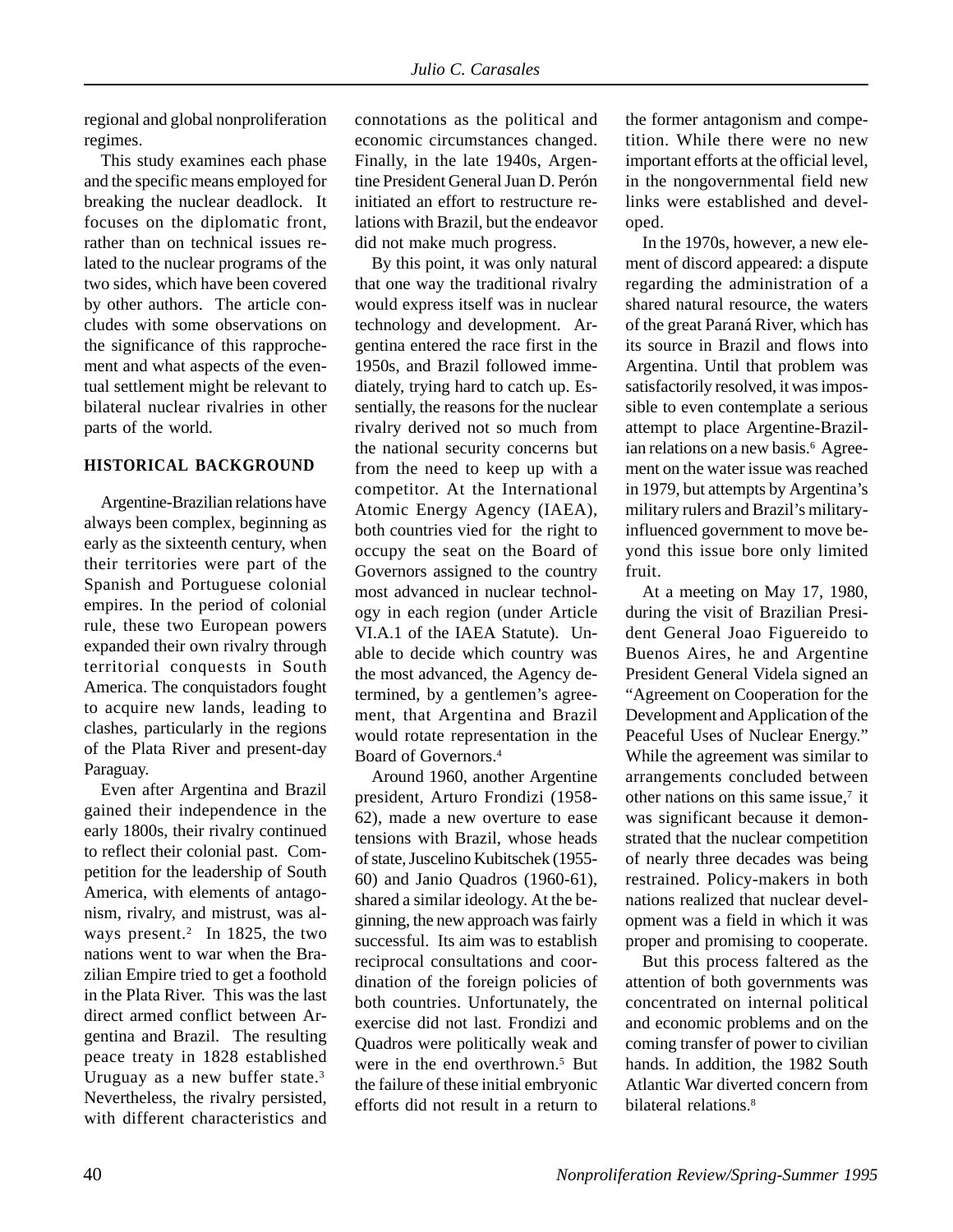regional and global nonproliferation regimes.

This study examines each phase and the specific means employed for breaking the nuclear deadlock. It focuses on the diplomatic front, rather than on technical issues related to the nuclear programs of the two sides, which have been covered by other authors. The article concludes with some observations on the significance of this rapprochement and what aspects of the eventual settlement might be relevant to bilateral nuclear rivalries in other parts of the world.

## HISTORICAL BACKGROUND

Argentine-Brazilian relations have always been complex, beginning as early as the sixteenth century, when their territories were part of the Spanish and Portuguese colonial empires. In the period of colonial rule, these two European powers expanded their own rivalry through territorial conquests in South America. The conquistadors fought to acquire new lands, leading to clashes, particularly in the regions of the Plata River and present-day Paraguay.

Even after Argentina and Brazil gained their independence in the early 1800s, their rivalry continued to reflect their colonial past. Competition for the leadership of South America, with elements of antagonism, rivalry, and mistrust, was always present.[2] In 1825, the two nations went to war when the Brazilian Empire tried to get a foothold in the Plata River. This was the last direct armed conflict between Argentina and Brazil. The resulting peace treaty in 1828 established Uruguay as a new buffer state.[3] Nevertheless, the rivalry persisted, with different characteristics and connotations as the political and economic circumstances changed. Finally, in the late 1940s, Argentine President General Juan D. Perón initiated an effort to restructure relations with Brazil, but the endeavor did not make much progress.

By this point, it was only natural that one way the traditional rivalry would express itself was in nuclear technology and development. Argentina entered the race first in the 1950s, and Brazil followed immediately, trying hard to catch up. Essentially, the reasons for the nuclear rivalry derived not so much from the national security concerns but from the need to keep up with a competitor. At the International Atomic Energy Agency (IAEA), both countries vied for the right to occupy the seat on the Board of Governors assigned to the country most advanced in nuclear technology in each region (under Article VI.A.1 of the IAEA Statute). Unable to decide which country was the most advanced, the Agency determined, by a gentlemen's agreement, that Argentina and Brazil would rotate representation in the Board of Governors.[4]

Around 1960, another Argentine president, Arturo Frondizi (1958-62), made a new overture to ease tensions with Brazil, whose heads of state, Juscelino Kubitschek (1955-60) and Janio Quadros (1960-61), shared a similar ideology. At the beginning, the new approach was fairly successful. Its aim was to establish reciprocal consultations and coordination of the foreign policies of both countries. Unfortunately, the exercise did not last. Frondizi and Quadros were politically weak and were in the end overthrown.[5] But the failure of these initial embryonic efforts did not result in a return to the former antagonism and competition. While there were no new important efforts at the official level, in the nongovernmental field new links were established and developed.

In the 1970s, however, a new element of discord appeared: a dispute regarding the administration of a shared natural resource, the waters of the great Paraná River, which has its source in Brazil and flows into Argentina. Until that problem was satisfactorily resolved, it was impossible to even contemplate a serious attempt to place Argentine-Brazilian relations on a new basis.[6] Agreement on the water issue was reached in 1979, but attempts by Argentina's military rulers and Brazil's military-influenced government to move beyond this issue bore only limited fruit.

At a meeting on May 17, 1980, during the visit of Brazilian President General Joao Figuereido to Buenos Aires, he and Argentine President General Videla signed an "Agreement on Cooperation for the Development and Application of the Peaceful Uses of Nuclear Energy." While the agreement was similar to arrangements concluded between other nations on this same issue,[7] it was significant because it demonstrated that the nuclear competition of nearly three decades was being restrained. Policy-makers in both nations realized that nuclear development was a field in which it was proper and promising to cooperate.

But this process faltered as the attention of both governments was concentrated on internal political and economic problems and on the coming transfer of power to civilian hands. In addition, the 1982 South Atlantic War diverted concern from bilateral relations.[8]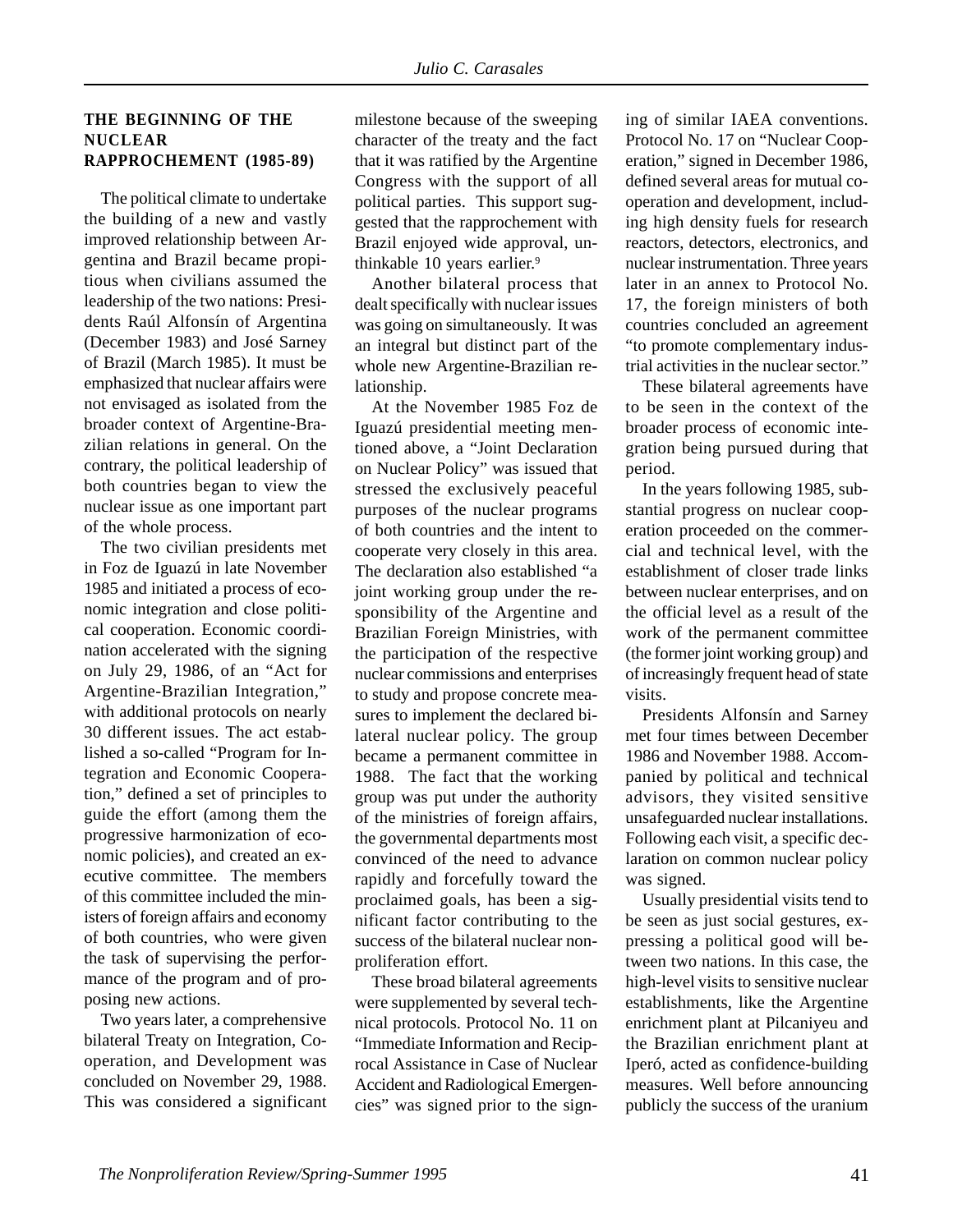## THE BEGINNING OF THE NUCLEAR RAPPROCHEMENT (1985-89)

The political climate to undertake the building of a new and vastly improved relationship between Argentina and Brazil became propitious when civilians assumed the leadership of the two nations: Presidents Raúl Alfonsín of Argentina (December 1983) and José Sarney of Brazil (March 1985). It must be emphasized that nuclear affairs were not envisaged as isolated from the broader context of Argentine-Brazilian relations in general. On the contrary, the political leadership of both countries began to view the nuclear issue as one important part of the whole process.

The two civilian presidents met in Foz de Iguazú in late November 1985 and initiated a process of economic integration and close political cooperation. Economic coordination accelerated with the signing on July 29, 1986, of an "Act for Argentine-Brazilian Integration," with additional protocols on nearly 30 different issues. The act established a so-called "Program for Integration and Economic Cooperation," defined a set of principles to guide the effort (among them the progressive harmonization of economic policies), and created an executive committee. The members of this committee included the ministers of foreign affairs and economy of both countries, who were given the task of supervising the performance of the program and of proposing new actions.

Two years later, a comprehensive bilateral Treaty on Integration, Cooperation, and Development was concluded on November 29, 1988. This was considered a significant milestone because of the sweeping character of the treaty and the fact that it was ratified by the Argentine Congress with the support of all political parties. This support suggested that the rapprochement with Brazil enjoyed wide approval, unthinkable 10 years earlier.[9]

Another bilateral process that dealt specifically with nuclear issues was going on simultaneously. It was an integral but distinct part of the whole new Argentine-Brazilian relationship.

At the November 1985 Foz de Iguazú presidential meeting mentioned above, a "Joint Declaration on Nuclear Policy" was issued that stressed the exclusively peaceful purposes of the nuclear programs of both countries and the intent to cooperate very closely in this area. The declaration also established "a joint working group under the responsibility of the Argentine and Brazilian Foreign Ministries, with the participation of the respective nuclear commissions and enterprises to study and propose concrete measures to implement the declared bilateral nuclear policy. The group became a permanent committee in 1988. The fact that the working group was put under the authority of the ministries of foreign affairs, the governmental departments most convinced of the need to advance rapidly and forcefully toward the proclaimed goals, has been a significant factor contributing to the success of the bilateral nuclear nonproliferation effort.

These broad bilateral agreements were supplemented by several technical protocols. Protocol No. 11 on "Immediate Information and Reciprocal Assistance in Case of Nuclear Accident and Radiological Emergencies" was signed prior to the signing of similar IAEA conventions. Protocol No. 17 on "Nuclear Cooperation," signed in December 1986, defined several areas for mutual cooperation and development, including high density fuels for research reactors, detectors, electronics, and nuclear instrumentation. Three years later in an annex to Protocol No. 17, the foreign ministers of both countries concluded an agreement "to promote complementary industrial activities in the nuclear sector."

These bilateral agreements have to be seen in the context of the broader process of economic integration being pursued during that period.

In the years following 1985, substantial progress on nuclear cooperation proceeded on the commercial and technical level, with the establishment of closer trade links between nuclear enterprises, and on the official level as a result of the work of the permanent committee (the former joint working group) and of increasingly frequent head of state visits.

Presidents Alfonsín and Sarney met four times between December 1986 and November 1988. Accompanied by political and technical advisors, they visited sensitive unsafeguarded nuclear installations. Following each visit, a specific declaration on common nuclear policy was signed.

Usually presidential visits tend to be seen as just social gestures, expressing a political good will between two nations. In this case, the high-level visits to sensitive nuclear establishments, like the Argentine enrichment plant at Pilcaniyeu and the Brazilian enrichment plant at Iperó, acted as confidence-building measures. Well before announcing publicly the success of the uranium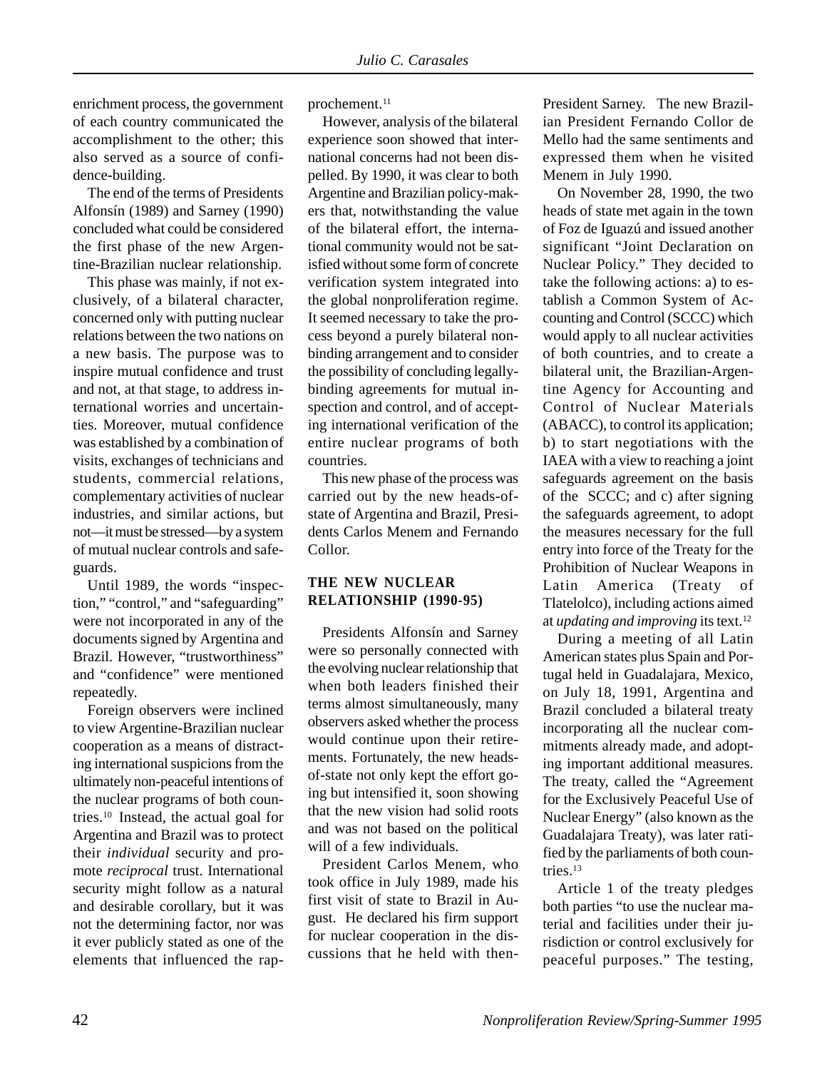enrichment process, the government of each country communicated the accomplishment to the other; this also served as a source of confidence-building.

The end of the terms of Presidents Alfonsín (1989) and Sarney (1990) concluded what could be considered the first phase of the new Argentine-Brazilian nuclear relationship.

This phase was mainly, if not exclusively, of a bilateral character, concerned only with putting nuclear relations between the two nations on a new basis. The purpose was to inspire mutual confidence and trust and not, at that stage, to address international worries and uncertainties. Moreover, mutual confidence was established by a combination of visits, exchanges of technicians and students, commercial relations, complementary activities of nuclear industries, and similar actions, but not—it must be stressed—by a system of mutual nuclear controls and safeguards.

Until 1989, the words "inspection," "control," and "safeguarding" were not incorporated in any of the documents signed by Argentina and Brazil. However, "trustworthiness" and "confidence" were mentioned repeatedly.

Foreign observers were inclined to view Argentine-Brazilian nuclear cooperation as a means of distracting international suspicions from the ultimately non-peaceful intentions of the nuclear programs of both countries.[10] Instead, the actual goal for Argentina and Brazil was to protect their *individual* security and promote *reciprocal* trust. International security might follow as a natural and desirable corollary, but it was not the determining factor, nor was it ever publicly stated as one of the elements that influenced the rapprochement.[11]

However, analysis of the bilateral experience soon showed that international concerns had not been dispelled. By 1990, it was clear to both Argentine and Brazilian policy-makers that, notwithstanding the value of the bilateral effort, the international community would not be satisfied without some form of concrete verification system integrated into the global nonproliferation regime. It seemed necessary to take the process beyond a purely bilateral nonbinding arrangement and to consider the possibility of concluding legally-binding agreements for mutual inspection and control, and of accepting international verification of the entire nuclear programs of both countries.

This new phase of the process was carried out by the new heads-of-state of Argentina and Brazil, Presidents Carlos Menem and Fernando Collor.

## THE NEW NUCLEAR RELATIONSHIP (1990-95)

Presidents Alfonsín and Sarney were so personally connected with the evolving nuclear relationship that when both leaders finished their terms almost simultaneously, many observers asked whether the process would continue upon their retirements. Fortunately, the new heads-of-state not only kept the effort going but intensified it, soon showing that the new vision had solid roots and was not based on the political will of a few individuals.

President Carlos Menem, who took office in July 1989, made his first visit of state to Brazil in August. He declared his firm support for nuclear cooperation in the discussions that he held with then-President Sarney. The new Brazilian President Fernando Collor de Mello had the same sentiments and expressed them when he visited Menem in July 1990.

On November 28, 1990, the two heads of state met again in the town of Foz de Iguazú and issued another significant "Joint Declaration on Nuclear Policy." They decided to take the following actions: a) to establish a Common System of Accounting and Control (SCCC) which would apply to all nuclear activities of both countries, and to create a bilateral unit, the Brazilian-Argentine Agency for Accounting and Control of Nuclear Materials (ABACC), to control its application; b) to start negotiations with the IAEA with a view to reaching a joint safeguards agreement on the basis of the SCCC; and c) after signing the safeguards agreement, to adopt the measures necessary for the full entry into force of the Treaty for the Prohibition of Nuclear Weapons in Latin America (Treaty of Tlatelolco), including actions aimed at *updating and improving* its text.[12]

During a meeting of all Latin American states plus Spain and Portugal held in Guadalajara, Mexico, on July 18, 1991, Argentina and Brazil concluded a bilateral treaty incorporating all the nuclear commitments already made, and adopting important additional measures. The treaty, called the "Agreement for the Exclusively Peaceful Use of Nuclear Energy" (also known as the Guadalajara Treaty), was later ratified by the parliaments of both countries.[13]

Article 1 of the treaty pledges both parties "to use the nuclear material and facilities under their jurisdiction or control exclusively for peaceful purposes." The testing,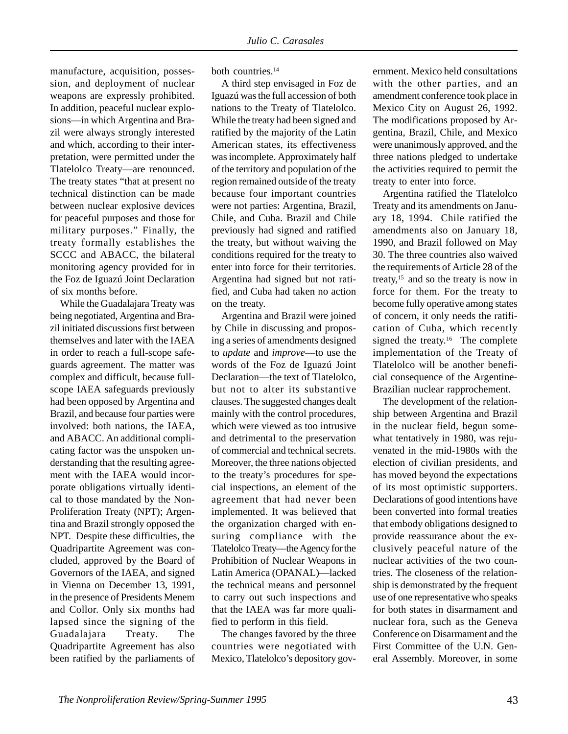manufacture, acquisition, possession, and deployment of nuclear weapons are expressly prohibited. In addition, peaceful nuclear explosions—in which Argentina and Brazil were always strongly interested and which, according to their interpretation, were permitted under the Tlatelolco Treaty—are renounced. The treaty states "that at present no technical distinction can be made between nuclear explosive devices for peaceful purposes and those for military purposes." Finally, the treaty formally establishes the SCCC and ABACC, the bilateral monitoring agency provided for in the Foz de Iguazú Joint Declaration of six months before.

While the Guadalajara Treaty was being negotiated, Argentina and Brazil initiated discussions first between themselves and later with the IAEA in order to reach a full-scope safeguards agreement. The matter was complex and difficult, because full-scope IAEA safeguards previously had been opposed by Argentina and Brazil, and because four parties were involved: both nations, the IAEA, and ABACC. An additional complicating factor was the unspoken understanding that the resulting agreement with the IAEA would incorporate obligations virtually identical to those mandated by the Non-Proliferation Treaty (NPT); Argentina and Brazil strongly opposed the NPT. Despite these difficulties, the Quadripartite Agreement was concluded, approved by the Board of Governors of the IAEA, and signed in Vienna on December 13, 1991, in the presence of Presidents Menem and Collor. Only six months had lapsed since the signing of the Guadalajara Treaty. The Quadripartite Agreement has also been ratified by the parliaments of both countries.[14]

A third step envisaged in Foz de Iguazú was the full accession of both nations to the Treaty of Tlatelolco. While the treaty had been signed and ratified by the majority of the Latin American states, its effectiveness was incomplete. Approximately half of the territory and population of the region remained outside of the treaty because four important countries were not parties: Argentina, Brazil, Chile, and Cuba. Brazil and Chile previously had signed and ratified the treaty, but without waiving the conditions required for the treaty to enter into force for their territories. Argentina had signed but not ratified, and Cuba had taken no action on the treaty.

Argentina and Brazil were joined by Chile in discussing and proposing a series of amendments designed to *update* and *improve*—to use the words of the Foz de Iguazú Joint Declaration—the text of Tlatelolco, but not to alter its substantive clauses. The suggested changes dealt mainly with the control procedures, which were viewed as too intrusive and detrimental to the preservation of commercial and technical secrets. Moreover, the three nations objected to the treaty's procedures for special inspections, an element of the agreement that had never been implemented. It was believed that the organization charged with ensuring compliance with the Tlatelolco Treaty—the Agency for the Prohibition of Nuclear Weapons in Latin America (OPANAL)—lacked the technical means and personnel to carry out such inspections and that the IAEA was far more qualified to perform in this field.

The changes favored by the three countries were negotiated with Mexico, Tlatelolco's depository government. Mexico held consultations with the other parties, and an amendment conference took place in Mexico City on August 26, 1992. The modifications proposed by Argentina, Brazil, Chile, and Mexico were unanimously approved, and the three nations pledged to undertake the activities required to permit the treaty to enter into force.

Argentina ratified the Tlatelolco Treaty and its amendments on January 18, 1994. Chile ratified the amendments also on January 18, 1990, and Brazil followed on May 30. The three countries also waived the requirements of Article 28 of the treaty,[15] and so the treaty is now in force for them. For the treaty to become fully operative among states of concern, it only needs the ratification of Cuba, which recently signed the treaty.[16] The complete implementation of the Treaty of Tlatelolco will be another beneficial consequence of the Argentine-Brazilian nuclear rapprochement.

The development of the relationship between Argentina and Brazil in the nuclear field, begun somewhat tentatively in 1980, was rejuvenated in the mid-1980s with the election of civilian presidents, and has moved beyond the expectations of its most optimistic supporters. Declarations of good intentions have been converted into formal treaties that embody obligations designed to provide reassurance about the exclusively peaceful nature of the nuclear activities of the two countries. The closeness of the relationship is demonstrated by the frequent use of one representative who speaks for both states in disarmament and nuclear fora, such as the Geneva Conference on Disarmament and the First Committee of the U.N. General Assembly. Moreover, in some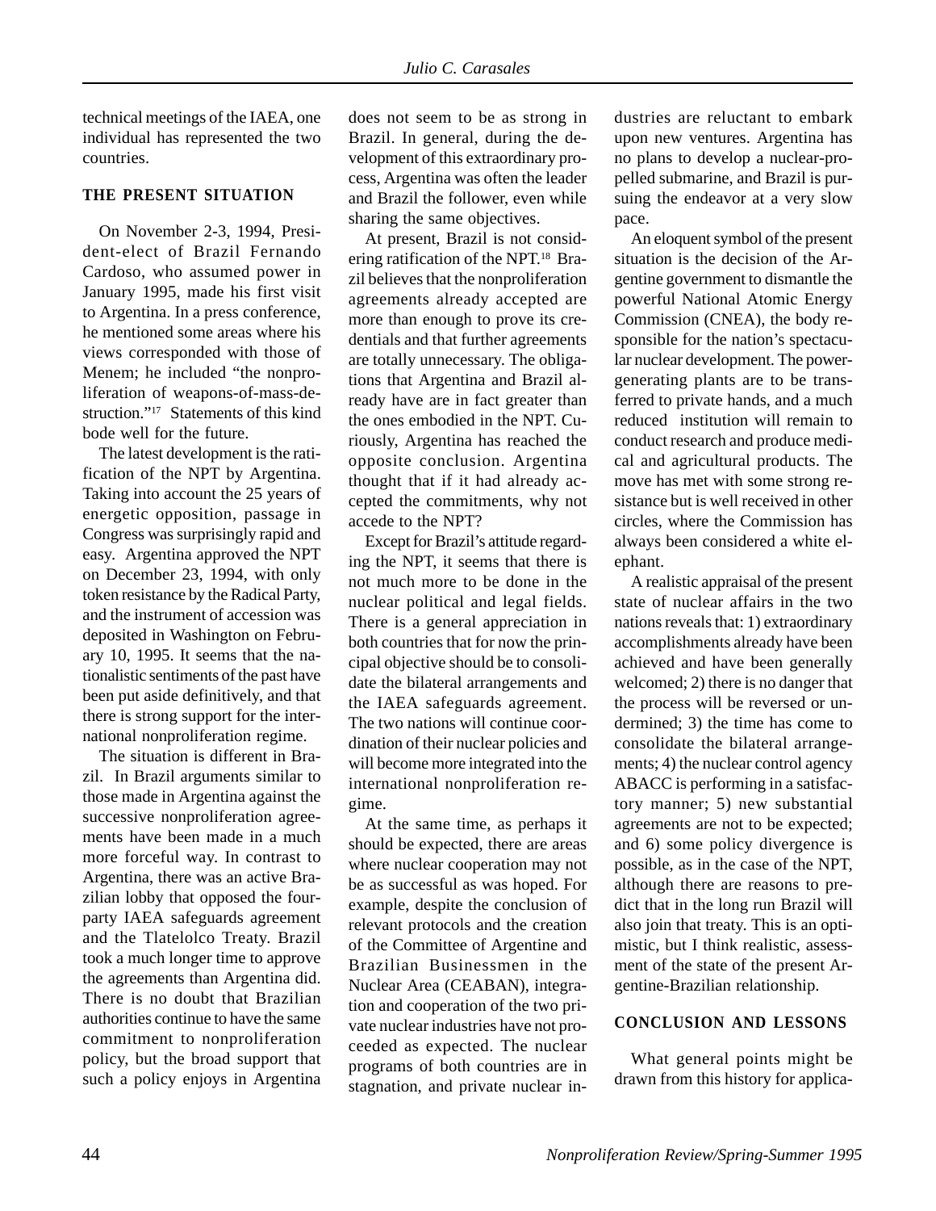technical meetings of the IAEA, one individual has represented the two countries.

## THE PRESENT SITUATION

On November 2-3, 1994, President-elect of Brazil Fernando Cardoso, who assumed power in January 1995, made his first visit to Argentina. In a press conference, he mentioned some areas where his views corresponded with those of Menem; he included "the nonproliferation of weapons-of-mass-destruction."[17] Statements of this kind bode well for the future.

The latest development is the ratification of the NPT by Argentina. Taking into account the 25 years of energetic opposition, passage in Congress was surprisingly rapid and easy. Argentina approved the NPT on December 23, 1994, with only token resistance by the Radical Party, and the instrument of accession was deposited in Washington on February 10, 1995. It seems that the nationalistic sentiments of the past have been put aside definitively, and that there is strong support for the international nonproliferation regime.

The situation is different in Brazil. In Brazil arguments similar to those made in Argentina against the successive nonproliferation agreements have been made in a much more forceful way. In contrast to Argentina, there was an active Brazilian lobby that opposed the four-party IAEA safeguards agreement and the Tlatelolco Treaty. Brazil took a much longer time to approve the agreements than Argentina did. There is no doubt that Brazilian authorities continue to have the same commitment to nonproliferation policy, but the broad support that such a policy enjoys in Argentina does not seem to be as strong in Brazil. In general, during the development of this extraordinary process, Argentina was often the leader and Brazil the follower, even while sharing the same objectives.

At present, Brazil is not considering ratification of the NPT.[18] Brazil believes that the nonproliferation agreements already accepted are more than enough to prove its credentials and that further agreements are totally unnecessary. The obligations that Argentina and Brazil already have are in fact greater than the ones embodied in the NPT. Curiously, Argentina has reached the opposite conclusion. Argentina thought that if it had already accepted the commitments, why not accede to the NPT?

Except for Brazil's attitude regarding the NPT, it seems that there is not much more to be done in the nuclear political and legal fields. There is a general appreciation in both countries that for now the principal objective should be to consolidate the bilateral arrangements and the IAEA safeguards agreement. The two nations will continue coordination of their nuclear policies and will become more integrated into the international nonproliferation regime.

At the same time, as perhaps it should be expected, there are areas where nuclear cooperation may not be as successful as was hoped. For example, despite the conclusion of relevant protocols and the creation of the Committee of Argentine and Brazilian Businessmen in the Nuclear Area (CEABAN), integration and cooperation of the two private nuclear industries have not proceeded as expected. The nuclear programs of both countries are in stagnation, and private nuclear industries are reluctant to embark upon new ventures. Argentina has no plans to develop a nuclear-propelled submarine, and Brazil is pursuing the endeavor at a very slow pace.

An eloquent symbol of the present situation is the decision of the Argentine government to dismantle the powerful National Atomic Energy Commission (CNEA), the body responsible for the nation's spectacular nuclear development. The power-generating plants are to be transferred to private hands, and a much reduced institution will remain to conduct research and produce medical and agricultural products. The move has met with some strong resistance but is well received in other circles, where the Commission has always been considered a white elephant.

A realistic appraisal of the present state of nuclear affairs in the two nations reveals that: 1) extraordinary accomplishments already have been achieved and have been generally welcomed; 2) there is no danger that the process will be reversed or undermined; 3) the time has come to consolidate the bilateral arrangements; 4) the nuclear control agency ABACC is performing in a satisfactory manner; 5) new substantial agreements are not to be expected; and 6) some policy divergence is possible, as in the case of the NPT, although there are reasons to predict that in the long run Brazil will also join that treaty. This is an optimistic, but I think realistic, assessment of the state of the present Argentine-Brazilian relationship.

## CONCLUSION AND LESSONS

What general points might be drawn from this history for applica-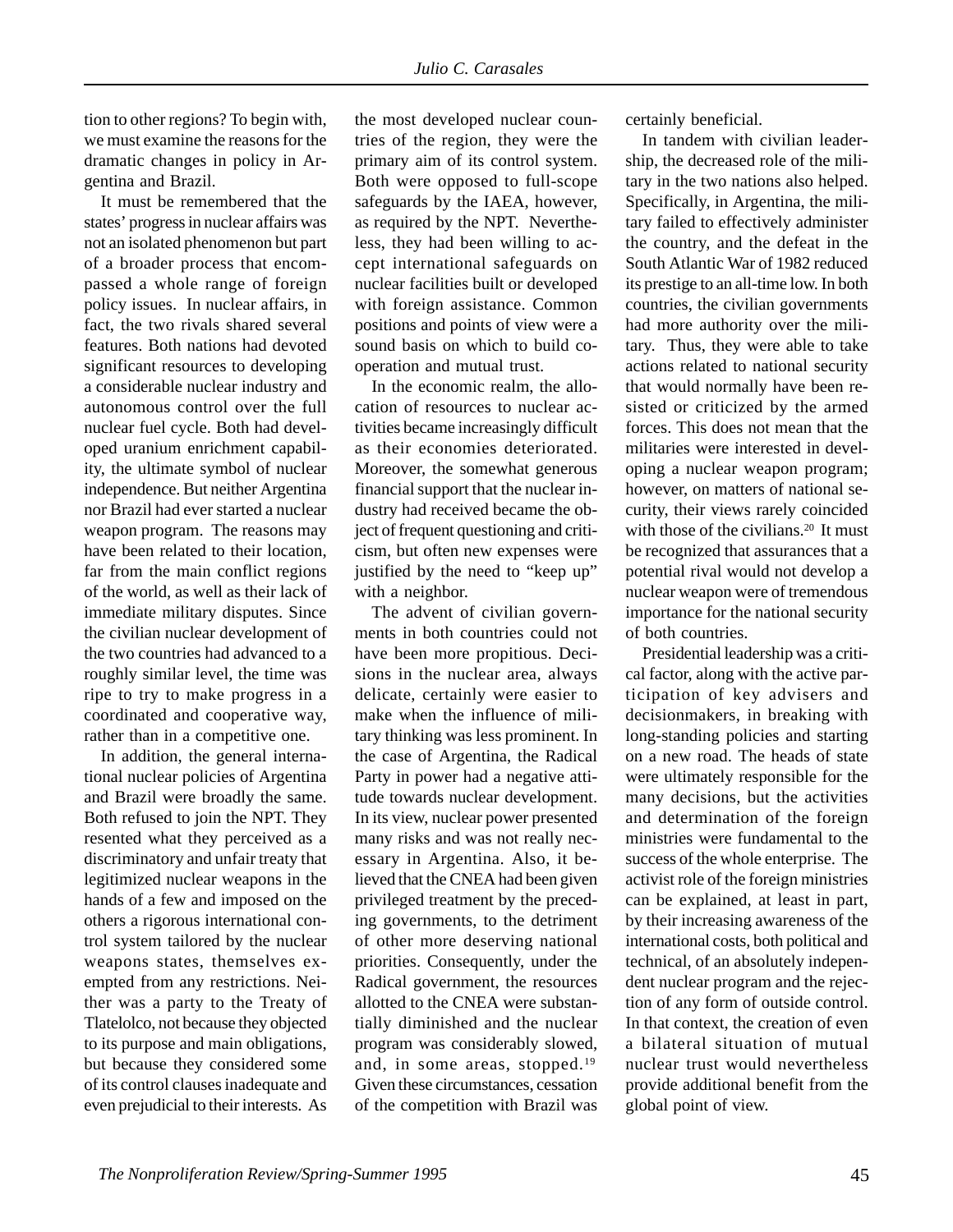tion to other regions? To begin with, we must examine the reasons for the dramatic changes in policy in Argentina and Brazil.

It must be remembered that the states' progress in nuclear affairs was not an isolated phenomenon but part of a broader process that encompassed a whole range of foreign policy issues. In nuclear affairs, in fact, the two rivals shared several features. Both nations had devoted significant resources to developing a considerable nuclear industry and autonomous control over the full nuclear fuel cycle. Both had developed uranium enrichment capability, the ultimate symbol of nuclear independence. But neither Argentina nor Brazil had ever started a nuclear weapon program. The reasons may have been related to their location, far from the main conflict regions of the world, as well as their lack of immediate military disputes. Since the civilian nuclear development of the two countries had advanced to a roughly similar level, the time was ripe to try to make progress in a coordinated and cooperative way, rather than in a competitive one.

In addition, the general international nuclear policies of Argentina and Brazil were broadly the same. Both refused to join the NPT. They resented what they perceived as a discriminatory and unfair treaty that legitimized nuclear weapons in the hands of a few and imposed on the others a rigorous international control system tailored by the nuclear weapons states, themselves exempted from any restrictions. Neither was a party to the Treaty of Tlatelolco, not because they objected to its purpose and main obligations, but because they considered some of its control clauses inadequate and even prejudicial to their interests. As the most developed nuclear countries of the region, they were the primary aim of its control system. Both were opposed to full-scope safeguards by the IAEA, however, as required by the NPT. Nevertheless, they had been willing to accept international safeguards on nuclear facilities built or developed with foreign assistance. Common positions and points of view were a sound basis on which to build cooperation and mutual trust.

In the economic realm, the allocation of resources to nuclear activities became increasingly difficult as their economies deteriorated. Moreover, the somewhat generous financial support that the nuclear industry had received became the object of frequent questioning and criticism, but often new expenses were justified by the need to "keep up" with a neighbor.

The advent of civilian governments in both countries could not have been more propitious. Decisions in the nuclear area, always delicate, certainly were easier to make when the influence of military thinking was less prominent. In the case of Argentina, the Radical Party in power had a negative attitude towards nuclear development. In its view, nuclear power presented many risks and was not really necessary in Argentina. Also, it believed that the CNEA had been given privileged treatment by the preceding governments, to the detriment of other more deserving national priorities. Consequently, under the Radical government, the resources allotted to the CNEA were substantially diminished and the nuclear program was considerably slowed, and, in some areas, stopped.[19] Given these circumstances, cessation of the competition with Brazil was certainly beneficial.

In tandem with civilian leadership, the decreased role of the military in the two nations also helped. Specifically, in Argentina, the military failed to effectively administer the country, and the defeat in the South Atlantic War of 1982 reduced its prestige to an all-time low. In both countries, the civilian governments had more authority over the military. Thus, they were able to take actions related to national security that would normally have been resisted or criticized by the armed forces. This does not mean that the militaries were interested in developing a nuclear weapon program; however, on matters of national security, their views rarely coincided with those of the civilians.[20] It must be recognized that assurances that a potential rival would not develop a nuclear weapon were of tremendous importance for the national security of both countries.

Presidential leadership was a critical factor, along with the active participation of key advisers and decisionmakers, in breaking with long-standing policies and starting on a new road. The heads of state were ultimately responsible for the many decisions, but the activities and determination of the foreign ministries were fundamental to the success of the whole enterprise. The activist role of the foreign ministries can be explained, at least in part, by their increasing awareness of the international costs, both political and technical, of an absolutely independent nuclear program and the rejection of any form of outside control. In that context, the creation of even a bilateral situation of mutual nuclear trust would nevertheless provide additional benefit from the global point of view.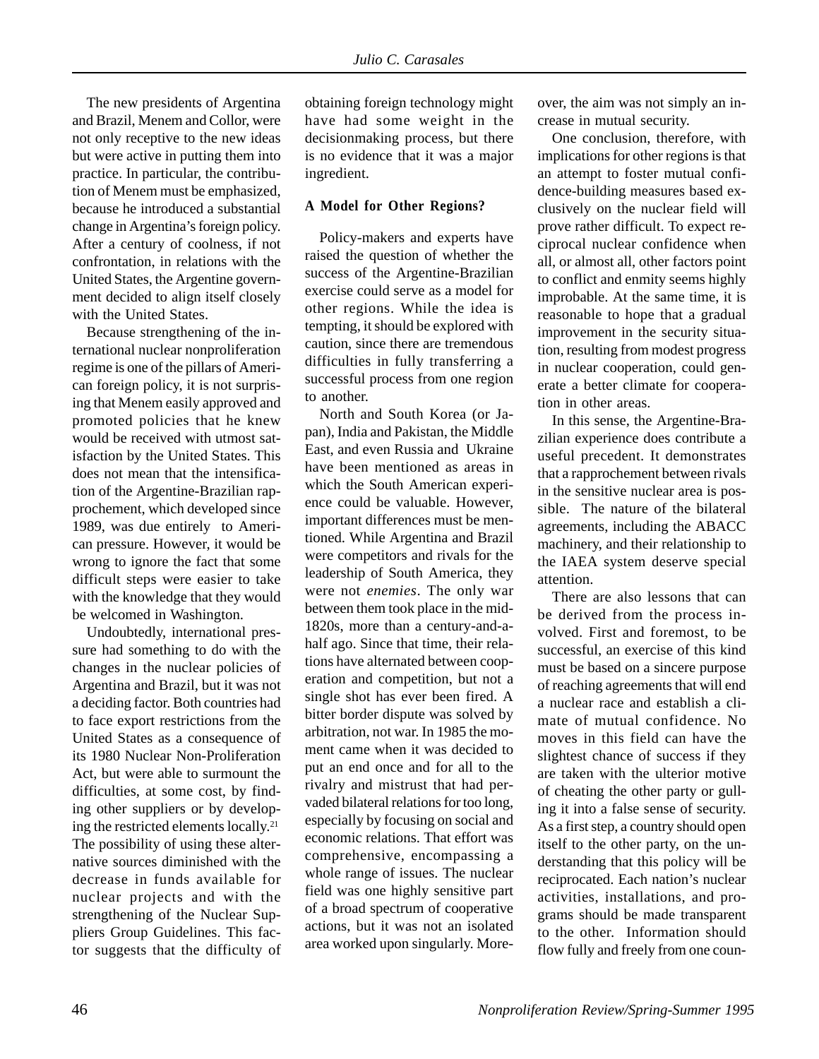The new presidents of Argentina and Brazil, Menem and Collor, were not only receptive to the new ideas but were active in putting them into practice. In particular, the contribution of Menem must be emphasized, because he introduced a substantial change in Argentina's foreign policy. After a century of coolness, if not confrontation, in relations with the United States, the Argentine government decided to align itself closely with the United States.

Because strengthening of the international nuclear nonproliferation regime is one of the pillars of American foreign policy, it is not surprising that Menem easily approved and promoted policies that he knew would be received with utmost satisfaction by the United States. This does not mean that the intensification of the Argentine-Brazilian rapprochement, which developed since 1989, was due entirely to American pressure. However, it would be wrong to ignore the fact that some difficult steps were easier to take with the knowledge that they would be welcomed in Washington.

Undoubtedly, international pressure had something to do with the changes in the nuclear policies of Argentina and Brazil, but it was not a deciding factor. Both countries had to face export restrictions from the United States as a consequence of its 1980 Nuclear Non-Proliferation Act, but were able to surmount the difficulties, at some cost, by finding other suppliers or by developing the restricted elements locally.[21] The possibility of using these alternative sources diminished with the decrease in funds available for nuclear projects and with the strengthening of the Nuclear Suppliers Group Guidelines. This factor suggests that the difficulty of obtaining foreign technology might have had some weight in the decisionmaking process, but there is no evidence that it was a major ingredient.

### A Model for Other Regions?

Policy-makers and experts have raised the question of whether the success of the Argentine-Brazilian exercise could serve as a model for other regions. While the idea is tempting, it should be explored with caution, since there are tremendous difficulties in fully transferring a successful process from one region to another.

North and South Korea (or Japan), India and Pakistan, the Middle East, and even Russia and Ukraine have been mentioned as areas in which the South American experience could be valuable. However, important differences must be mentioned. While Argentina and Brazil were competitors and rivals for the leadership of South America, they were not *enemies*. The only war between them took place in the mid-1820s, more than a century-and-a-half ago. Since that time, their relations have alternated between cooperation and competition, but not a single shot has ever been fired. A bitter border dispute was solved by arbitration, not war. In 1985 the moment came when it was decided to put an end once and for all to the rivalry and mistrust that had pervaded bilateral relations for too long, especially by focusing on social and economic relations. That effort was comprehensive, encompassing a whole range of issues. The nuclear field was one highly sensitive part of a broad spectrum of cooperative actions, but it was not an isolated area worked upon singularly. Moreover, the aim was not simply an increase in mutual security.

One conclusion, therefore, with implications for other regions is that an attempt to foster mutual confidence-building measures based exclusively on the nuclear field will prove rather difficult. To expect reciprocal nuclear confidence when all, or almost all, other factors point to conflict and enmity seems highly improbable. At the same time, it is reasonable to hope that a gradual improvement in the security situation, resulting from modest progress in nuclear cooperation, could generate a better climate for cooperation in other areas.

In this sense, the Argentine-Brazilian experience does contribute a useful precedent. It demonstrates that a rapprochement between rivals in the sensitive nuclear area is possible. The nature of the bilateral agreements, including the ABACC machinery, and their relationship to the IAEA system deserve special attention.

There are also lessons that can be derived from the process involved. First and foremost, to be successful, an exercise of this kind must be based on a sincere purpose of reaching agreements that will end a nuclear race and establish a climate of mutual confidence. No moves in this field can have the slightest chance of success if they are taken with the ulterior motive of cheating the other party or gulling it into a false sense of security. As a first step, a country should open itself to the other party, on the understanding that this policy will be reciprocated. Each nation's nuclear activities, installations, and programs should be made transparent to the other. Information should flow fully and freely from one coun-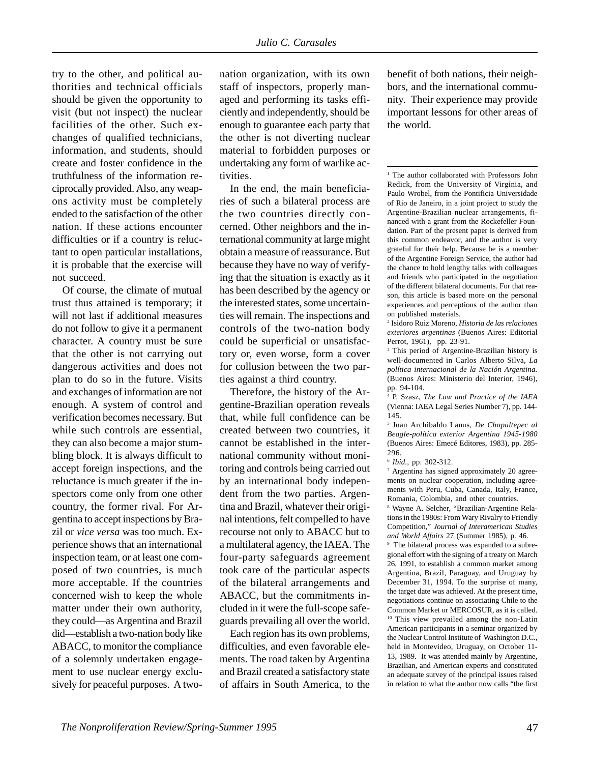try to the other, and political authorities and technical officials should be given the opportunity to visit (but not inspect) the nuclear facilities of the other. Such exchanges of qualified technicians, information, and students, should create and foster confidence in the truthfulness of the information reciprocally provided. Also, any weapons activity must be completely ended to the satisfaction of the other nation. If these actions encounter difficulties or if a country is reluctant to open particular installations, it is probable that the exercise will not succeed.

Of course, the climate of mutual trust thus attained is temporary; it will not last if additional measures do not follow to give it a permanent character. A country must be sure that the other is not carrying out dangerous activities and does not plan to do so in the future. Visits and exchanges of information are not enough. A system of control and verification becomes necessary. But while such controls are essential, they can also become a major stumbling block. It is always difficult to accept foreign inspections, and the reluctance is much greater if the inspectors come only from one other country, the former rival. For Argentina to accept inspections by Brazil or *vice versa* was too much. Experience shows that an international inspection team, or at least one composed of two countries, is much more acceptable. If the countries concerned wish to keep the whole matter under their own authority, they could—as Argentina and Brazil did—establish a two-nation body like ABACC, to monitor the compliance of a solemnly undertaken engagement to use nuclear energy exclusively for peaceful purposes. A two-nation organization, with its own staff of inspectors, properly managed and performing its tasks efficiently and independently, should be enough to guarantee each party that the other is not diverting nuclear material to forbidden purposes or undertaking any form of warlike activities.

In the end, the main beneficiaries of such a bilateral process are the two countries directly concerned. Other neighbors and the international community at large might obtain a measure of reassurance. But because they have no way of verifying that the situation is exactly as it has been described by the agency or the interested states, some uncertainties will remain. The inspections and controls of the two-nation body could be superficial or unsatisfactory or, even worse, form a cover for collusion between the two parties against a third country.

Therefore, the history of the Argentine-Brazilian operation reveals that, while full confidence can be created between two countries, it cannot be established in the international community without monitoring and controls being carried out by an international body independent from the two parties. Argentina and Brazil, whatever their original intentions, felt compelled to have recourse not only to ABACC but to a multilateral agency, the IAEA. The four-party safeguards agreement took care of the particular aspects of the bilateral arrangements and ABACC, but the commitments included in it were the full-scope safeguards prevailing all over the world.

Each region has its own problems, difficulties, and even favorable elements. The road taken by Argentina and Brazil created a satisfactory state of affairs in South America, to the benefit of both nations, their neighbors, and the international community. Their experience may provide important lessons for other areas of the world.

---

[1] The author collaborated with Professors John Redick, from the University of Virginia, and Paulo Wrobel, from the Pontificia Universidade of Rio de Janeiro, in a joint project to study the Argentine-Brazilian nuclear arrangements, financed with a grant from the Rockefeller Foundation. Part of the present paper is derived from this common endeavor, and the author is very grateful for their help. Because he is a member of the Argentine Foreign Service, the author had the chance to hold lengthy talks with colleagues and friends who participated in the negotiation of the different bilateral documents. For that reason, this article is based more on the personal experiences and perceptions of the author than on published materials.

[2] Isidoro Ruiz Moreno, *Historia de las relaciones exteriores argentinas* (Buenos Aires: Editorial Perrot, 1961), pp. 23-91.

[3] This period of Argentine-Brazilian history is well-documented in Carlos Alberto Silva, *La política internacional de la Nación Argentina.* (Buenos Aires: Ministerio del Interior, 1946), pp. 94-104.

[4] P. Szasz, *The Law and Practice of the IAEA* (Vienna: IAEA Legal Series Number 7), pp. 144-145.

[5] Juan Archibaldo Lanus, *De Chapultepec al Beagle-política exterior Argentina 1945-1980* (Buenos Aires: Emecé Editores, 1983), pp. 285-296.

[6] *Ibid.*, pp. 302-312.

[7] Argentina has signed approximately 20 agreements on nuclear cooperation, including agreements with Peru, Cuba, Canada, Italy, France, Romania, Colombia, and other countries.

[8] Wayne A. Selcher, "Brazilian-Argentine Relations in the 1980s: From Wary Rivalry to Friendly Competition," *Journal of Interamerican Studies and World Affairs* 27 (Summer 1985), p. 46.

[9] The bilateral process was expanded to a subregional effort with the signing of a treaty on March 26, 1991, to establish a common market among Argentina, Brazil, Paraguay, and Uruguay by December 31, 1994. To the surprise of many, the target date was achieved. At the present time, negotiations continue on associating Chile to the Common Market or MERCOSUR, as it is called.

[10] This view prevailed among the non-Latin American participants in a seminar organized by the Nuclear Control Institute of Washington D.C., held in Montevideo, Uruguay, on October 11-13, 1989. It was attended mainly by Argentine, Brazilian, and American experts and constituted an adequate survey of the principal issues raised in relation to what the author now calls "the first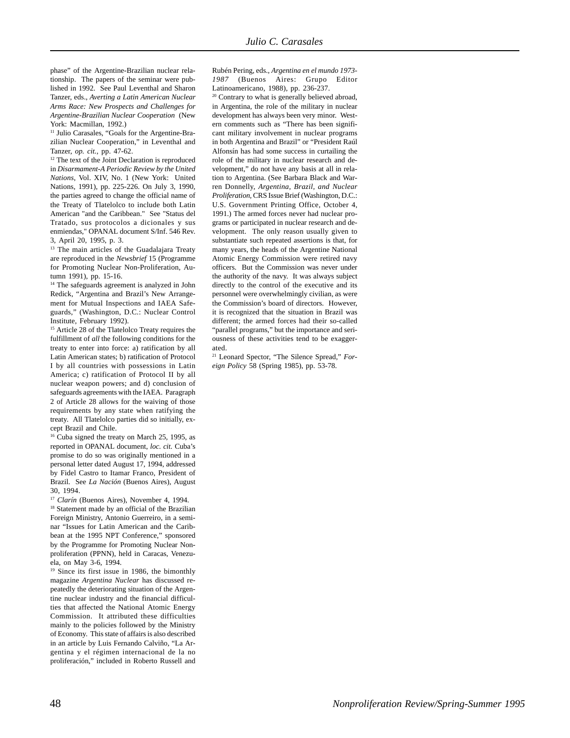phase" of the Argentine-Brazilian nuclear relationship. The papers of the seminar were published in 1992. See Paul Leventhal and Sharon Tanzer, eds., *Averting a Latin American Nuclear Arms Race: New Prospects and Challenges for Argentine-Brazilian Nuclear Cooperation* (New York: Macmillan, 1992.)

[11] Julio Carasales, "Goals for the Argentine-Brazilian Nuclear Cooperation," in Leventhal and Tanzer, *op. cit.,* pp. 47-62.

[12] The text of the Joint Declaration is reproduced in *Disarmament-A Periodic Review by the United Nations*, Vol. XIV, No. 1 (New York: United Nations, 1991), pp. 225-226. On July 3, 1990, the parties agreed to change the official name of the Treaty of Tlatelolco to include both Latin American "and the Caribbean." See "Status del Tratado, sus protocolos a dicionales y sus enmiendas," OPANAL document S/Inf. 546 Rev. 3, April 20, 1995, p. 3.

[13] The main articles of the Guadalajara Treaty are reproduced in the *Newsbrief* 15 (Programme for Promoting Nuclear Non-Proliferation, Autumn 1991), pp. 15-16.

[14] The safeguards agreement is analyzed in John Redick, "Argentina and Brazil's New Arrangement for Mutual Inspections and IAEA Safeguards," (Washington, D.C.: Nuclear Control Institute, February 1992).

[15] Article 28 of the Tlatelolco Treaty requires the fulfillment of *all* the following conditions for the treaty to enter into force: a) ratification by all Latin American states; b) ratification of Protocol I by all countries with possessions in Latin America; c) ratification of Protocol II by all nuclear weapon powers; and d) conclusion of safeguards agreements with the IAEA. Paragraph 2 of Article 28 allows for the waiving of those requirements by any state when ratifying the treaty. All Tlatelolco parties did so initially, except Brazil and Chile.

[16] Cuba signed the treaty on March 25, 1995, as reported in OPANAL document, *loc. cit.* Cuba's promise to do so was originally mentioned in a personal letter dated August 17, 1994, addressed by Fidel Castro to Itamar Franco, President of Brazil. See *La Nación* (Buenos Aires), August 30, 1994.

[17] *Clarín* (Buenos Aires), November 4, 1994.

[18] Statement made by an official of the Brazilian Foreign Ministry, Antonio Guerreiro, in a seminar "Issues for Latin American and the Caribbean at the 1995 NPT Conference," sponsored by the Programme for Promoting Nuclear Nonproliferation (PPNN), held in Caracas, Venezuela, on May 3-6, 1994.

[19] Since its first issue in 1986, the bimonthly magazine *Argentina Nuclear* has discussed repeatedly the deteriorating situation of the Argentine nuclear industry and the financial difficulties that affected the National Atomic Energy Commission. It attributed these difficulties mainly to the policies followed by the Ministry of Economy. This state of affairs is also described in an article by Luis Fernando Calviño, "La Argentina y el régimen internacional de la no proliferación," included in Roberto Russell and Rubén Pering, eds., *Argentina en el mundo 1973-1987* (Buenos Aires: Grupo Editor Latinoamericano, 1988), pp. 236-237.

[20] Contrary to what is generally believed abroad, in Argentina, the role of the military in nuclear development has always been very minor. Western comments such as "There has been significant military involvement in nuclear programs in both Argentina and Brazil" or "President Raúl Alfonsín has had some success in curtailing the role of the military in nuclear research and development," do not have any basis at all in relation to Argentina. (See Barbara Black and Warren Donnelly, *Argentina, Brazil, and Nuclear Proliferation*, CRS Issue Brief (Washington, D.C.: U.S. Government Printing Office, October 4, 1991.) The armed forces never had nuclear programs or participated in nuclear research and development. The only reason usually given to substantiate such repeated assertions is that, for many years, the heads of the Argentine National Atomic Energy Commission were retired navy officers. But the Commission was never under the authority of the navy. It was always subject directly to the control of the executive and its personnel were overwhelmingly civilian, as were the Commission's board of directors. However, it is recognized that the situation in Brazil was different; the armed forces had their so-called "parallel programs," but the importance and seriousness of these activities tend to be exaggerated.

[21] Leonard Spector, "The Silence Spread," *Foreign Policy* 58 (Spring 1985), pp. 53-78.